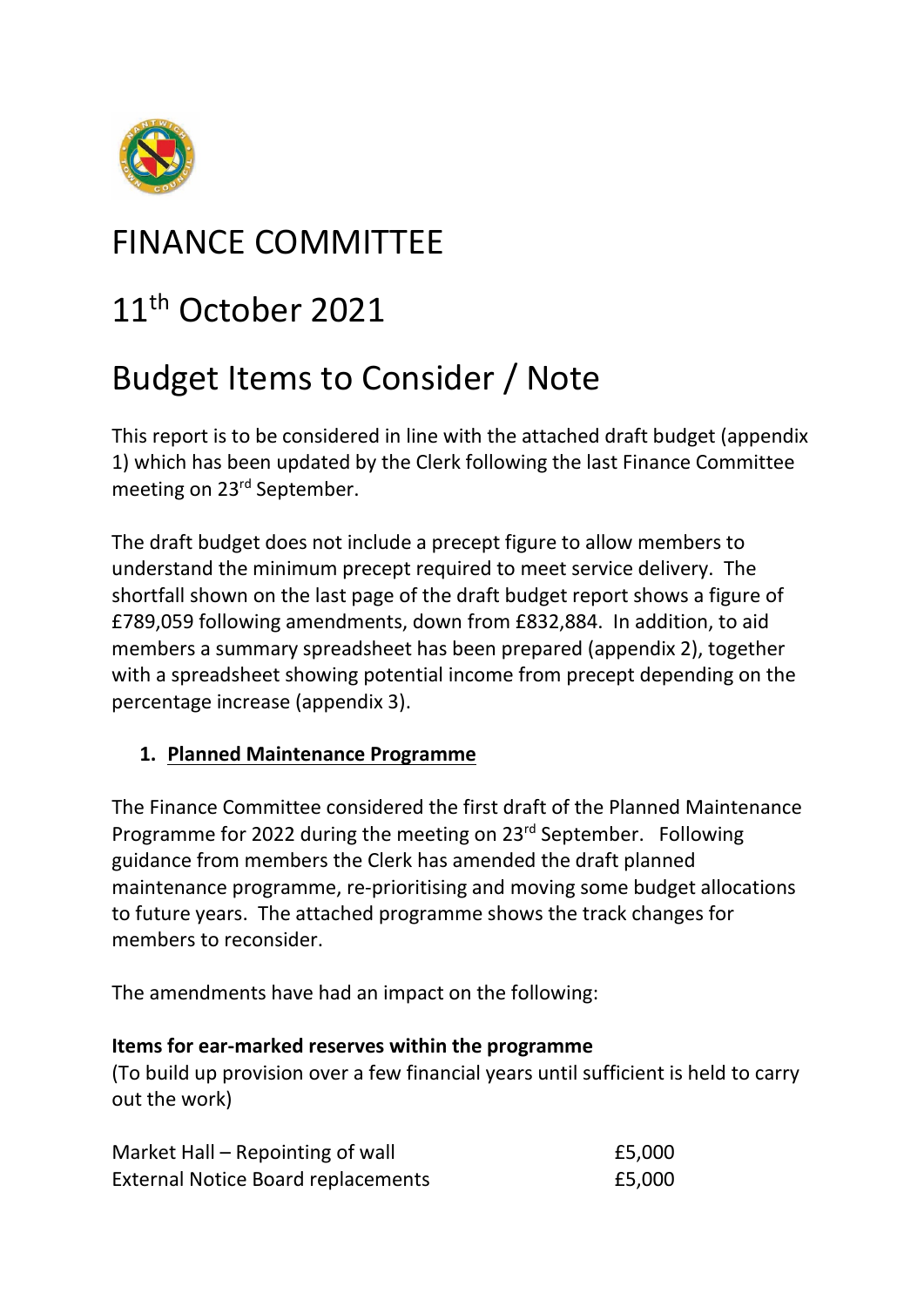# FINANCE COMMITTEE

# 11th October 2021

# Budget Items to Consider / Note

This report is to be considered in line with the attached draft budget (appendix 1) which has been updated by the Clerk following the last Finance Committee meeting on 23rd September.

The draft budget does not include a precept figure to allow members to understand the minimum precept required to meet service delivery. The shortfall shown on the last page of the draft budget report shows a figure of £789,059 following amendments, down from £832,884. In addition, to aid members a summary spreadsheet has been prepared (appendix 2), together with a spreadsheet showing potential income from precept depending on the percentage increase (appendix 3).

1. **Planned Maintenance Programme**

The Finance Committee considered the first draft of the Planned Maintenance Programme for 2022 during the meeting on 23rd September. Following guidance from members the Clerk has amended the draft planned maintenance programme, re-prioritising and moving some budget allocations to future years. The attached programme shows the track changes for members to reconsider.

The amendments have had an impact on the following:

**Items for ear-marked reserves within the programme**
(To build up provision over a few financial years until sufficient is held to carry out the work)

| | |
|---|---|
| Market Hall – Repointing of wall | £5,000 |
| External Notice Board replacements | £5,000 |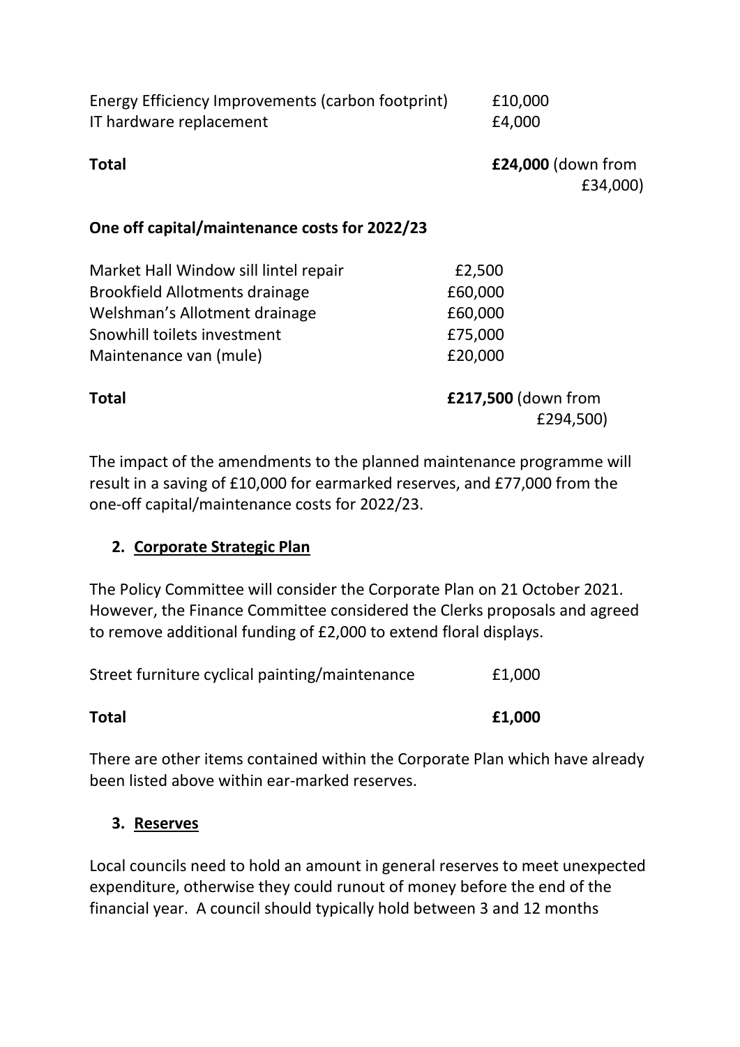| | |
|---|---|
| Energy Efficiency Improvements (carbon footprint) | £10,000 |
| IT hardware replacement | £4,000 |
| **Total** | **£24,000** (down from £34,000) |

**One off capital/maintenance costs for 2022/23**

| | |
|---|---|
| Market Hall Window sill lintel repair | £2,500 |
| Brookfield Allotments drainage | £60,000 |
| Welshman's Allotment drainage | £60,000 |
| Snowhill toilets investment | £75,000 |
| Maintenance van (mule) | £20,000 |
| **Total** | **£217,500** (down from £294,500) |

The impact of the amendments to the planned maintenance programme will result in a saving of £10,000 for earmarked reserves, and £77,000 from the one-off capital/maintenance costs for 2022/23.

## 2. Corporate Strategic Plan

The Policy Committee will consider the Corporate Plan on 21 October 2021. However, the Finance Committee considered the Clerks proposals and agreed to remove additional funding of £2,000 to extend floral displays.

| | |
|---|---|
| Street furniture cyclical painting/maintenance | £1,000 |
| **Total** | **£1,000** |

There are other items contained within the Corporate Plan which have already been listed above within ear-marked reserves.

## 3. Reserves

Local councils need to hold an amount in general reserves to meet unexpected expenditure, otherwise they could runout of money before the end of the financial year. A council should typically hold between 3 and 12 months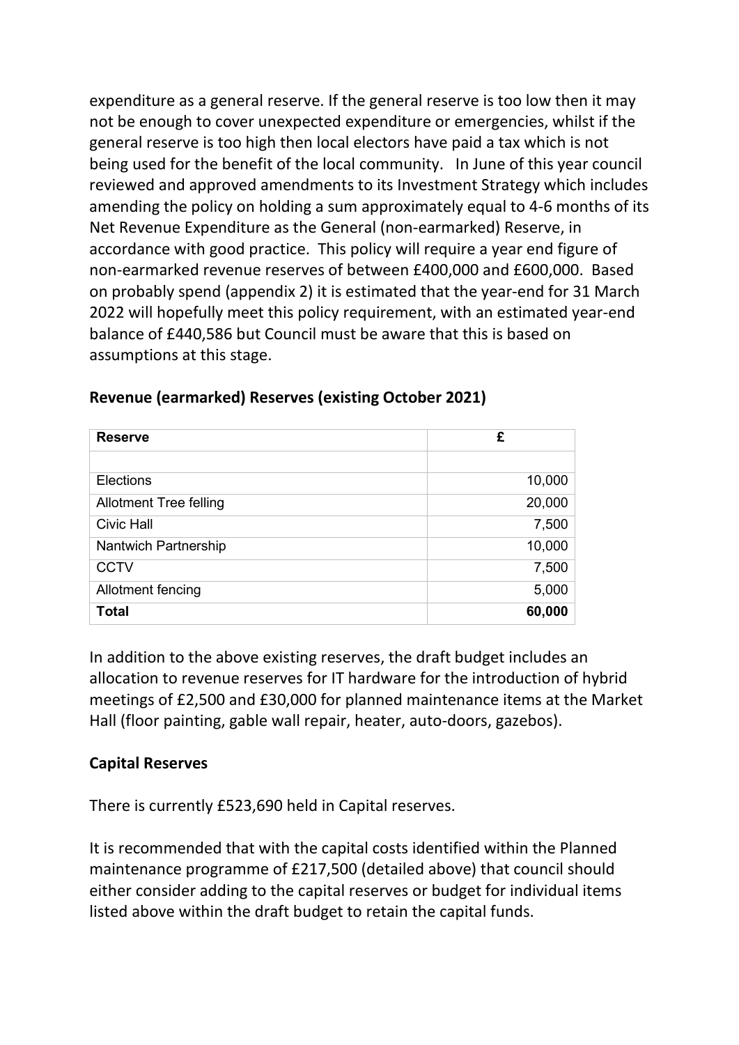expenditure as a general reserve. If the general reserve is too low then it may not be enough to cover unexpected expenditure or emergencies, whilst if the general reserve is too high then local electors have paid a tax which is not being used for the benefit of the local community. In June of this year council reviewed and approved amendments to its Investment Strategy which includes amending the policy on holding a sum approximately equal to 4-6 months of its Net Revenue Expenditure as the General (non-earmarked) Reserve, in accordance with good practice. This policy will require a year end figure of non-earmarked revenue reserves of between £400,000 and £600,000. Based on probably spend (appendix 2) it is estimated that the year-end for 31 March 2022 will hopefully meet this policy requirement, with an estimated year-end balance of £440,586 but Council must be aware that this is based on assumptions at this stage.

**Revenue (earmarked) Reserves (existing October 2021)**

| Reserve | £ |
|---|---|
| | |
| Elections | 10,000 |
| Allotment Tree felling | 20,000 |
| Civic Hall | 7,500 |
| Nantwich Partnership | 10,000 |
| CCTV | 7,500 |
| Allotment fencing | 5,000 |
| **Total** | **60,000** |

In addition to the above existing reserves, the draft budget includes an allocation to revenue reserves for IT hardware for the introduction of hybrid meetings of £2,500 and £30,000 for planned maintenance items at the Market Hall (floor painting, gable wall repair, heater, auto-doors, gazebos).

**Capital Reserves**

There is currently £523,690 held in Capital reserves.

It is recommended that with the capital costs identified within the Planned maintenance programme of £217,500 (detailed above) that council should either consider adding to the capital reserves or budget for individual items listed above within the draft budget to retain the capital funds.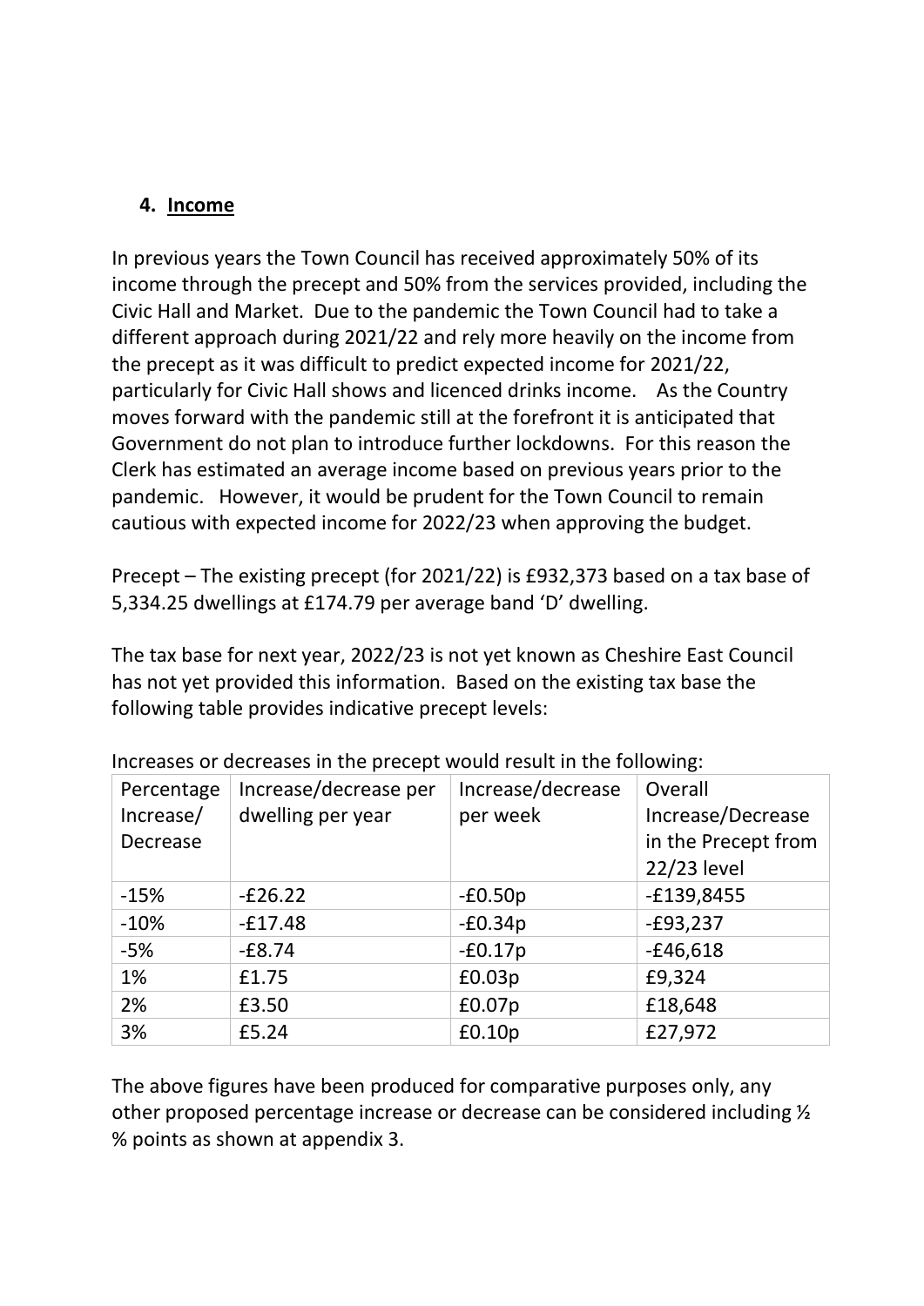## 4. Income

In previous years the Town Council has received approximately 50% of its income through the precept and 50% from the services provided, including the Civic Hall and Market. Due to the pandemic the Town Council had to take a different approach during 2021/22 and rely more heavily on the income from the precept as it was difficult to predict expected income for 2021/22, particularly for Civic Hall shows and licenced drinks income. As the Country moves forward with the pandemic still at the forefront it is anticipated that Government do not plan to introduce further lockdowns. For this reason the Clerk has estimated an average income based on previous years prior to the pandemic. However, it would be prudent for the Town Council to remain cautious with expected income for 2022/23 when approving the budget.

Precept – The existing precept (for 2021/22) is £932,373 based on a tax base of 5,334.25 dwellings at £174.79 per average band 'D' dwelling.

The tax base for next year, 2022/23 is not yet known as Cheshire East Council has not yet provided this information. Based on the existing tax base the following table provides indicative precept levels:

Increases or decreases in the precept would result in the following:

| Percentage Increase/ Decrease | Increase/decrease per dwelling per year | Increase/decrease per week | Overall Increase/Decrease in the Precept from 22/23 level |
|---|---|---|---|
| -15% | -£26.22 | -£0.50p | -£139,8455 |
| -10% | -£17.48 | -£0.34p | -£93,237 |
| -5% | -£8.74 | -£0.17p | -£46,618 |
| 1% | £1.75 | £0.03p | £9,324 |
| 2% | £3.50 | £0.07p | £18,648 |
| 3% | £5.24 | £0.10p | £27,972 |

The above figures have been produced for comparative purposes only, any other proposed percentage increase or decrease can be considered including ½ % points as shown at appendix 3.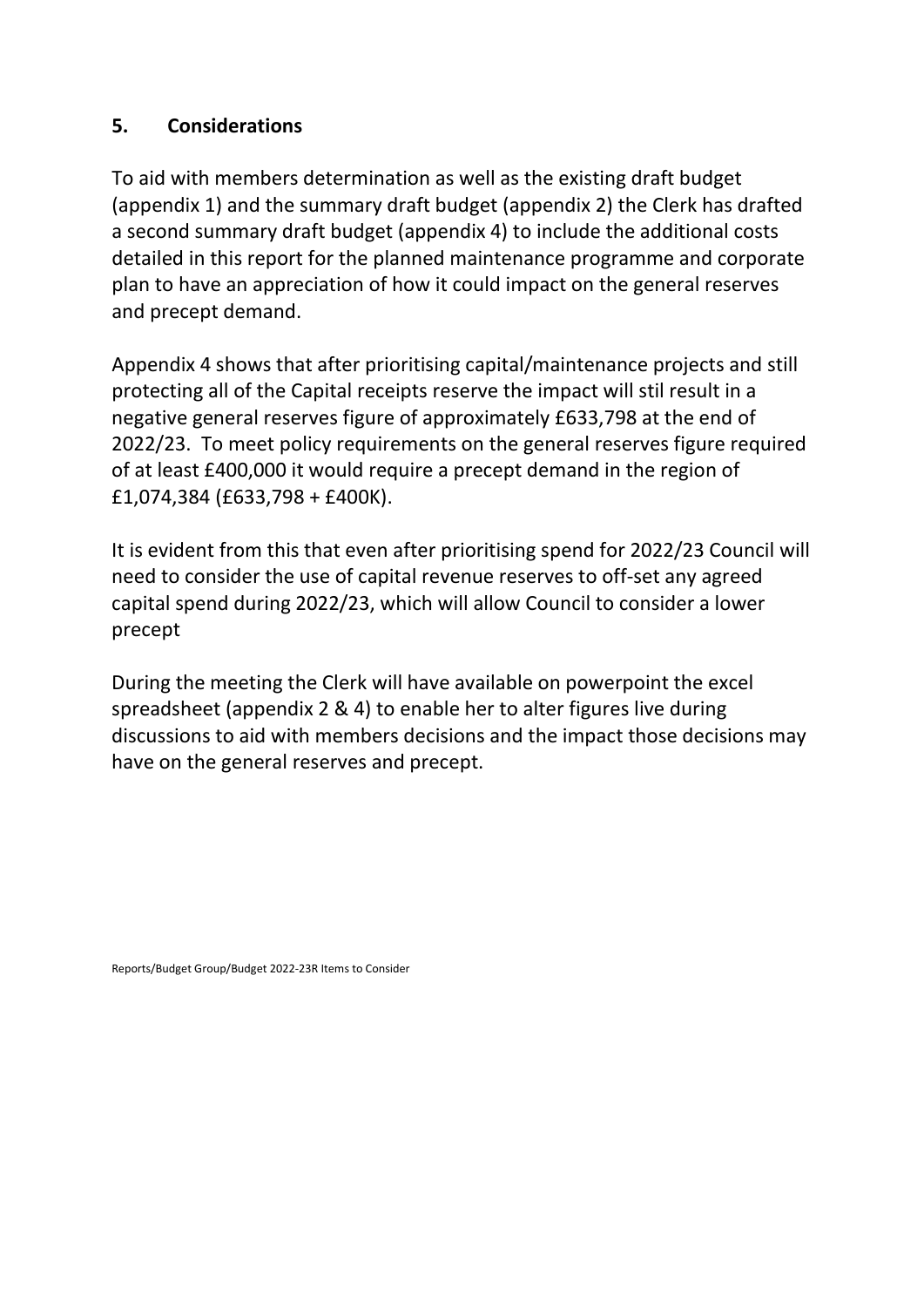## 5. Considerations

To aid with members determination as well as the existing draft budget (appendix 1) and the summary draft budget (appendix 2) the Clerk has drafted a second summary draft budget (appendix 4) to include the additional costs detailed in this report for the planned maintenance programme and corporate plan to have an appreciation of how it could impact on the general reserves and precept demand.

Appendix 4 shows that after prioritising capital/maintenance projects and still protecting all of the Capital receipts reserve the impact will stil result in a negative general reserves figure of approximately £633,798 at the end of 2022/23. To meet policy requirements on the general reserves figure required of at least £400,000 it would require a precept demand in the region of £1,074,384 (£633,798 + £400K).

It is evident from this that even after prioritising spend for 2022/23 Council will need to consider the use of capital revenue reserves to off-set any agreed capital spend during 2022/23, which will allow Council to consider a lower precept

During the meeting the Clerk will have available on powerpoint the excel spreadsheet (appendix 2 & 4) to enable her to alter figures live during discussions to aid with members decisions and the impact those decisions may have on the general reserves and precept.